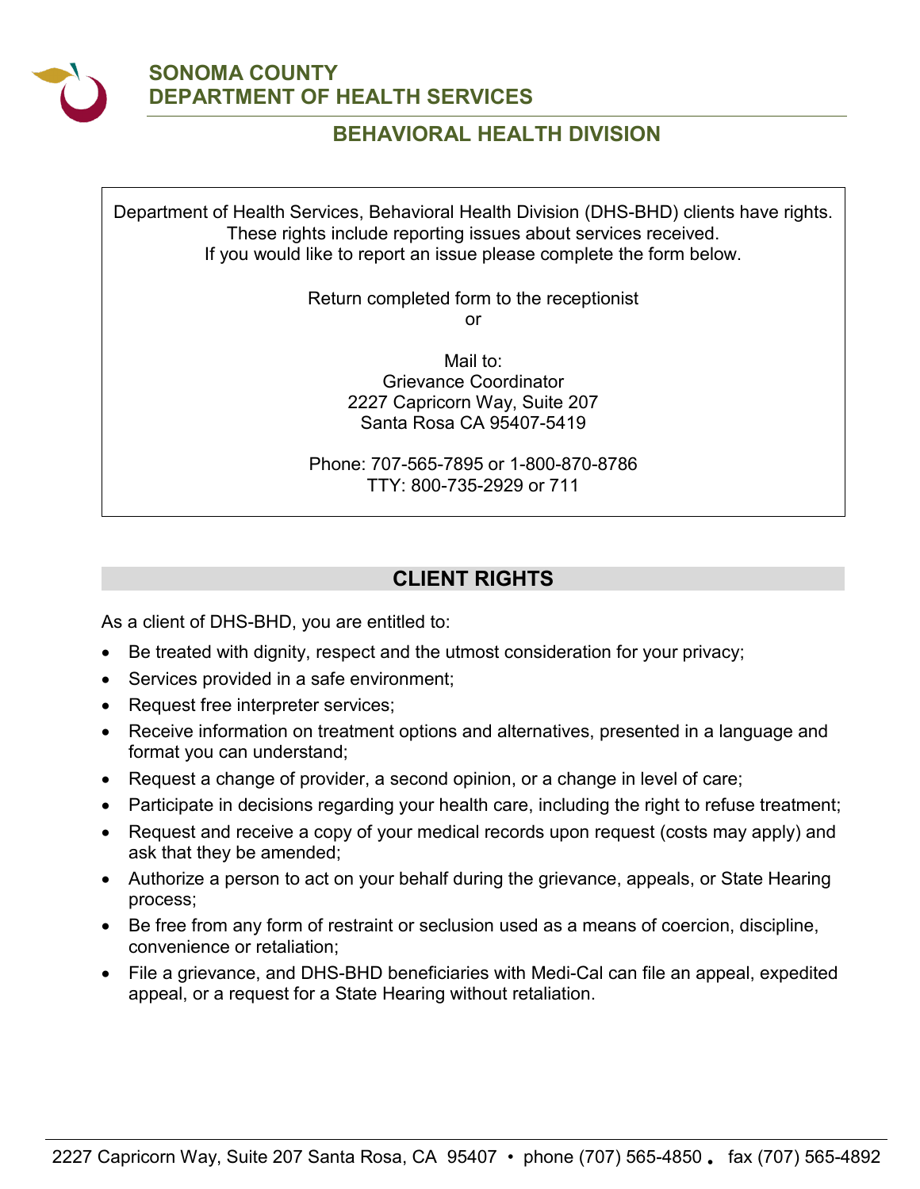# SONOMA COUNTY
# DEPARTMENT OF HEALTH SERVICES

## BEHAVIORAL HEALTH DIVISION

Department of Health Services, Behavioral Health Division (DHS-BHD) clients have rights. These rights include reporting issues about services received. If you would like to report an issue please complete the form below.

Return completed form to the receptionist
or

Mail to:
Grievance Coordinator
2227 Capricorn Way, Suite 207
Santa Rosa CA 95407-5419

Phone: 707-565-7895 or 1-800-870-8786
TTY: 800-735-2929 or 711

## CLIENT RIGHTS

As a client of DHS-BHD, you are entitled to:

- Be treated with dignity, respect and the utmost consideration for your privacy;
- Services provided in a safe environment;
- Request free interpreter services;
- Receive information on treatment options and alternatives, presented in a language and format you can understand;
- Request a change of provider, a second opinion, or a change in level of care;
- Participate in decisions regarding your health care, including the right to refuse treatment;
- Request and receive a copy of your medical records upon request (costs may apply) and ask that they be amended;
- Authorize a person to act on your behalf during the grievance, appeals, or State Hearing process;
- Be free from any form of restraint or seclusion used as a means of coercion, discipline, convenience or retaliation;
- File a grievance, and DHS-BHD beneficiaries with Medi-Cal can file an appeal, expedited appeal, or a request for a State Hearing without retaliation.

2227 Capricorn Way, Suite 207 Santa Rosa, CA 95407 • phone (707) 565-4850 • fax (707) 565-4892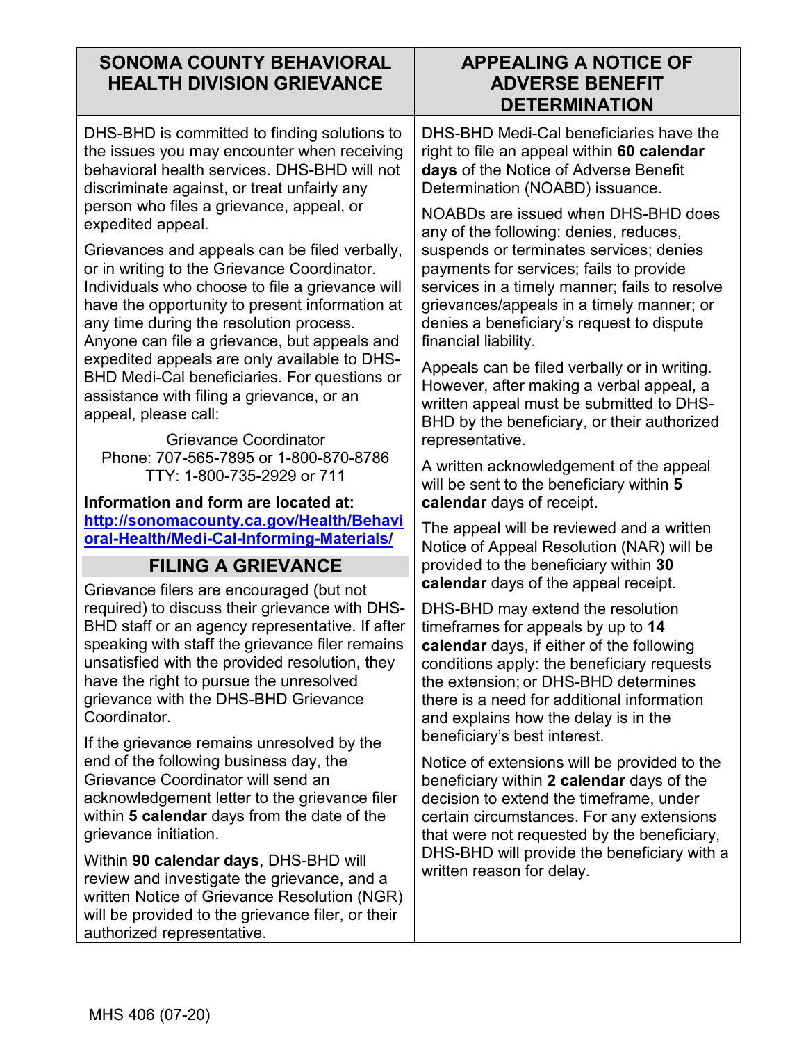## SONOMA COUNTY BEHAVIORAL HEALTH DIVISION GRIEVANCE

DHS-BHD is committed to finding solutions to the issues you may encounter when receiving behavioral health services. DHS-BHD will not discriminate against, or treat unfairly any person who files a grievance, appeal, or expedited appeal.

Grievances and appeals can be filed verbally, or in writing to the Grievance Coordinator. Individuals who choose to file a grievance will have the opportunity to present information at any time during the resolution process. Anyone can file a grievance, but appeals and expedited appeals are only available to DHS-BHD Medi-Cal beneficiaries. For questions or assistance with filing a grievance, or an appeal, please call:

Grievance Coordinator
Phone: 707-565-7895 or 1-800-870-8786
TTY: 1-800-735-2929 or 711

**Information and form are located at:**
**http://sonomacounty.ca.gov/Health/Behavioral-Health/Medi-Cal-Informing-Materials/**

## FILING A GRIEVANCE

Grievance filers are encouraged (but not required) to discuss their grievance with DHS-BHD staff or an agency representative. If after speaking with staff the grievance filer remains unsatisfied with the provided resolution, they have the right to pursue the unresolved grievance with the DHS-BHD Grievance Coordinator.

If the grievance remains unresolved by the end of the following business day, the Grievance Coordinator will send an acknowledgement letter to the grievance filer within **5 calendar** days from the date of the grievance initiation.

Within **90 calendar days**, DHS-BHD will review and investigate the grievance, and a written Notice of Grievance Resolution (NGR) will be provided to the grievance filer, or their authorized representative.

## APPEALING A NOTICE OF ADVERSE BENEFIT DETERMINATION

DHS-BHD Medi-Cal beneficiaries have the right to file an appeal within **60 calendar days** of the Notice of Adverse Benefit Determination (NOABD) issuance.

NOABDs are issued when DHS-BHD does any of the following: denies, reduces, suspends or terminates services; denies payments for services; fails to provide services in a timely manner; fails to resolve grievances/appeals in a timely manner; or denies a beneficiary's request to dispute financial liability.

Appeals can be filed verbally or in writing. However, after making a verbal appeal, a written appeal must be submitted to DHS-BHD by the beneficiary, or their authorized representative.

A written acknowledgement of the appeal will be sent to the beneficiary within **5 calendar** days of receipt.

The appeal will be reviewed and a written Notice of Appeal Resolution (NAR) will be provided to the beneficiary within **30 calendar** days of the appeal receipt.

DHS-BHD may extend the resolution timeframes for appeals by up to **14 calendar** days, if either of the following conditions apply: the beneficiary requests the extension; or DHS-BHD determines there is a need for additional information and explains how the delay is in the beneficiary's best interest.

Notice of extensions will be provided to the beneficiary within **2 calendar** days of the decision to extend the timeframe, under certain circumstances. For any extensions that were not requested by the beneficiary, DHS-BHD will provide the beneficiary with a written reason for delay.

MHS 406 (07-20)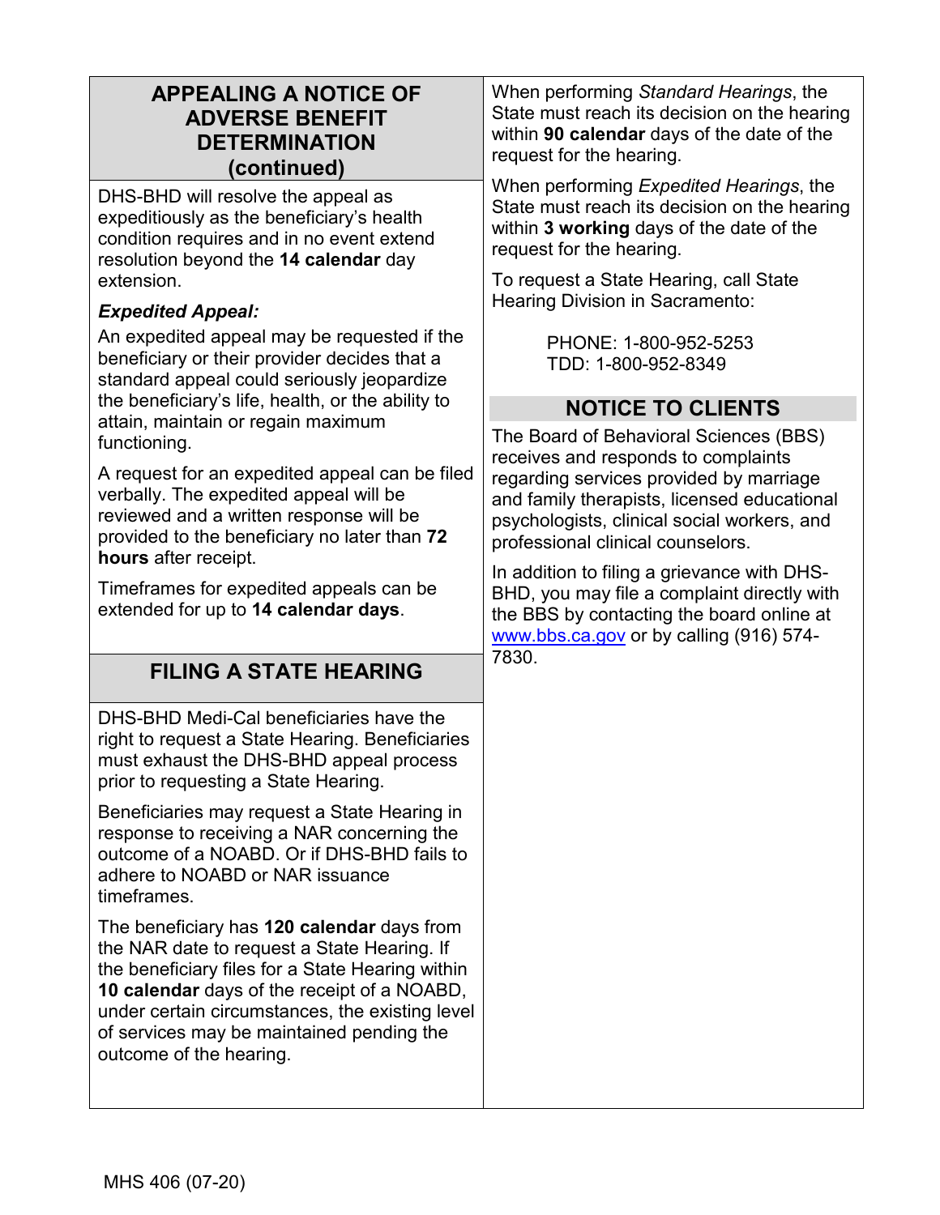## APPEALING A NOTICE OF ADVERSE BENEFIT DETERMINATION (continued)

DHS-BHD will resolve the appeal as expeditiously as the beneficiary's health condition requires and in no event extend resolution beyond the **14 calendar** day extension.

***Expedited Appeal:***

An expedited appeal may be requested if the beneficiary or their provider decides that a standard appeal could seriously jeopardize the beneficiary's life, health, or the ability to attain, maintain or regain maximum functioning.

A request for an expedited appeal can be filed verbally. The expedited appeal will be reviewed and a written response will be provided to the beneficiary no later than **72 hours** after receipt.

Timeframes for expedited appeals can be extended for up to **14 calendar days**.

## FILING A STATE HEARING

DHS-BHD Medi-Cal beneficiaries have the right to request a State Hearing. Beneficiaries must exhaust the DHS-BHD appeal process prior to requesting a State Hearing.

Beneficiaries may request a State Hearing in response to receiving a NAR concerning the outcome of a NOABD. Or if DHS-BHD fails to adhere to NOABD or NAR issuance timeframes.

The beneficiary has **120 calendar** days from the NAR date to request a State Hearing. If the beneficiary files for a State Hearing within **10 calendar** days of the receipt of a NOABD, under certain circumstances, the existing level of services may be maintained pending the outcome of the hearing.

When performing *Standard Hearings*, the State must reach its decision on the hearing within **90 calendar** days of the date of the request for the hearing.

When performing *Expedited Hearings*, the State must reach its decision on the hearing within **3 working** days of the date of the request for the hearing.

To request a State Hearing, call State Hearing Division in Sacramento:

PHONE: 1-800-952-5253
TDD: 1-800-952-8349

## NOTICE TO CLIENTS

The Board of Behavioral Sciences (BBS) receives and responds to complaints regarding services provided by marriage and family therapists, licensed educational psychologists, clinical social workers, and professional clinical counselors.

In addition to filing a grievance with DHS-BHD, you may file a complaint directly with the BBS by contacting the board online at www.bbs.ca.gov or by calling (916) 574-7830.

MHS 406 (07-20)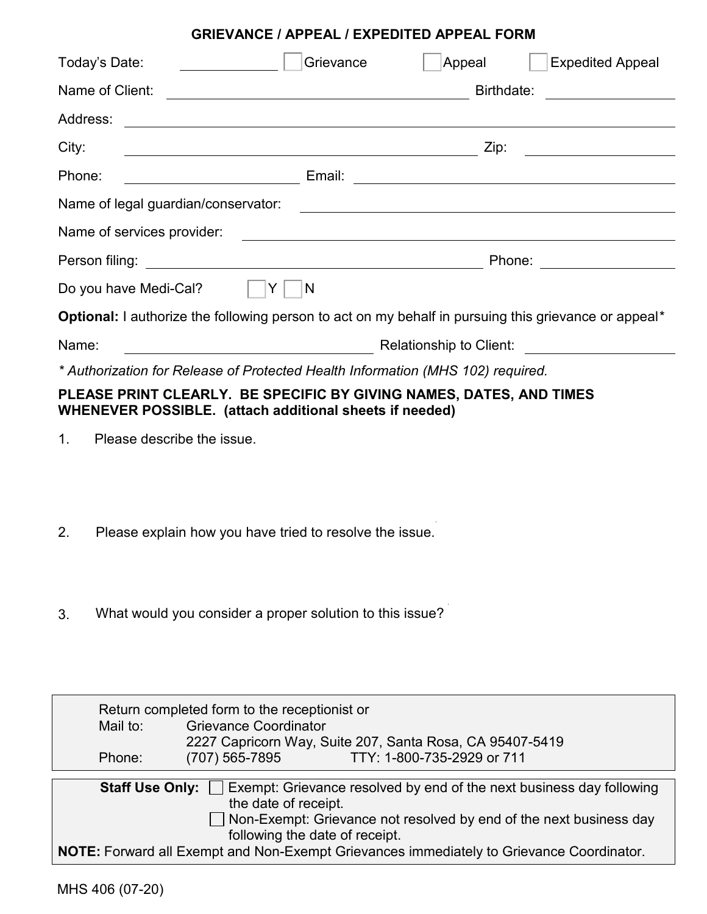# GRIEVANCE / APPEAL / EXPEDITED APPEAL FORM

Today's Date: ______________ ☐ Grievance ☐ Appeal ☐ Expedited Appeal

Name of Client: ________________________________ Birthdate: ______________

Address: ________________________________________________

City: ________________________________ Zip: ______________

Phone: ______________ Email: ________________________________

Name of legal guardian/conservator: ________________________________

Name of services provider: ________________________________

Person filing: ________________________________ Phone: ______________

Do you have Medi-Cal? ☐ Y ☐ N

**Optional:** I authorize the following person to act on my behalf in pursuing this grievance or appeal*

Name: ________________________ Relationship to Client: ______________

*\* Authorization for Release of Protected Health Information (MHS 102) required.*

**PLEASE PRINT CLEARLY. BE SPECIFIC BY GIVING NAMES, DATES, AND TIMES WHENEVER POSSIBLE. (attach additional sheets if needed)**

1. Please describe the issue.

2. Please explain how you have tried to resolve the issue.

3. What would you consider a proper solution to this issue?

---

Return completed form to the receptionist or
Mail to: Grievance Coordinator
2227 Capricorn Way, Suite 207, Santa Rosa, CA 95407-5419
Phone: (707) 565-7895 TTY: 1-800-735-2929 or 711

---

**Staff Use Only:** ☐ Exempt: Grievance resolved by end of the next business day following the date of receipt.
☐ Non-Exempt: Grievance not resolved by end of the next business day following the date of receipt.

**NOTE:** Forward all Exempt and Non-Exempt Grievances immediately to Grievance Coordinator.

MHS 406 (07-20)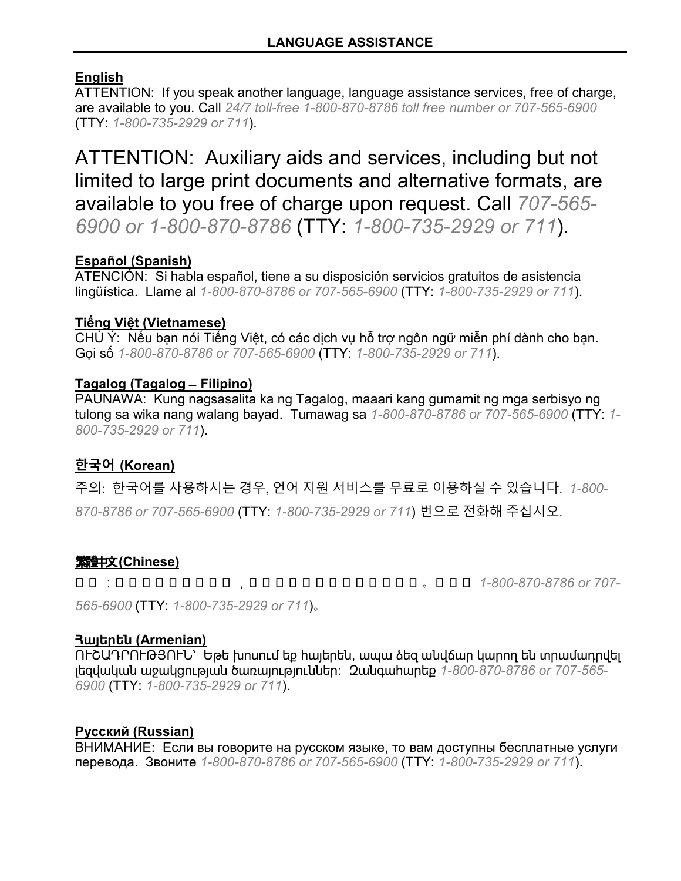## LANGUAGE ASSISTANCE

**English**
ATTENTION: If you speak another language, language assistance services, free of charge, are available to you. Call *24/7 toll-free 1-800-870-8786 toll free number or 707-565-6900* (TTY: *1-800-735-2929 or 711*).

ATTENTION: Auxiliary aids and services, including but not limited to large print documents and alternative formats, are available to you free of charge upon request. Call *707-565-6900 or 1-800-870-8786* (TTY: *1-800-735-2929 or 711*).

**Español (Spanish)**
ATENCIÓN: Si habla español, tiene a su disposición servicios gratuitos de asistencia lingüística. Llame al *1-800-870-8786 or 707-565-6900* (TTY: *1-800-735-2929 or 711*).

**Tiếng Việt (Vietnamese)**
CHÚ Ý: Nếu bạn nói Tiếng Việt, có các dịch vụ hỗ trợ ngôn ngữ miễn phí dành cho bạn. Gọi số *1-800-870-8786 or 707-565-6900* (TTY: *1-800-735-2929 or 711*).

**Tagalog (Tagalog – Filipino)**
PAUNAWA: Kung nagsasalita ka ng Tagalog, maaari kang gumamit ng mga serbisyo ng tulong sa wika nang walang bayad. Tumawag sa *1-800-870-8786 or 707-565-6900* (TTY: *1-800-735-2929 or 711*).

**한국어 (Korean)**
주의: 한국어를 사용하시는 경우, 언어 지원 서비스를 무료로 이용하실 수 있습니다. *1-800-870-8786 or 707-565-6900* (TTY: *1-800-735-2929 or 711*) 번으로 전화해 주십시오.

**繁體中文(Chinese)**
□□：□□□□□□□□□，□□□□□□□□□□□□□。□□□ *1-800-870-8786 or 707-565-6900* (TTY: *1-800-735-2929 or 711*)。

**Հայերեն (Armenian)**
ՈՒՇԱԴՐՈՒԹՅՈՒՆ՝ Եթե խոսում եք հայերեն, ապա ձեզ անվճար կարող են տրամադրվել լեզվական աջակցության ծառայություններ: Զանգահարեք *1-800-870-8786 or 707-565-6900* (TTY: *1-800-735-2929 or 711*).

**Русский (Russian)**
ВНИМАНИЕ: Если вы говорите на русском языке, то вам доступны бесплатные услуги перевода. Звоните *1-800-870-8786 or 707-565-6900* (TTY: *1-800-735-2929 or 711*).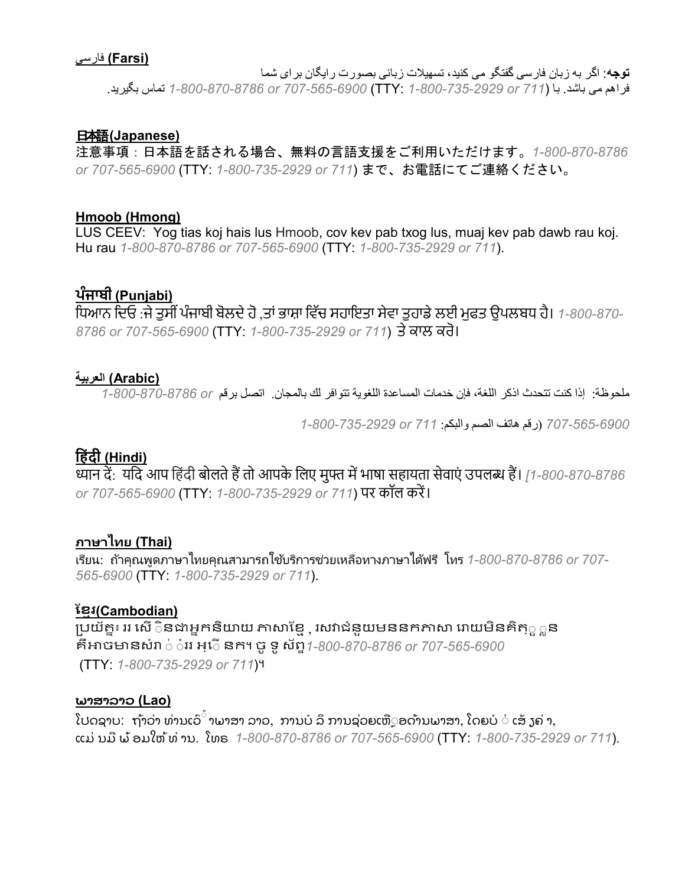**فارسی (Farsi)**

**توجه**: اگر به زبان فارسی گفتگو می کنید، تسهیلات زبانی بصورت رایگان برای شما فراهم می باشد. با (*1-800-870-8786 or 707-565-6900* (TTY: *1-800-735-2929 or 711*) تماس بگیرید.

**日本語(Japanese)**

注意事項：日本語を話される場合、無料の言語支援をご利用いただけます。*1-800-870-8786 or 707-565-6900* (TTY: *1-800-735-2929 or 711*) まで、お電話にてご連絡ください。

**Hmoob (Hmong)**

LUS CEEV: Yog tias koj hais lus Hmoob, cov kev pab txog lus, muaj kev pab dawb rau koj. Hu rau *1-800-870-8786 or 707-565-6900* (TTY: *1-800-735-2929 or 711*).

**ਪੰਜਾਬੀ (Punjabi)**

ਧਿਆਨ ਦਿਓ :ਜੇ ਤੁਸੀਂ ਪੰਜਾਬੀ ਬੋਲਦੇ ਹੋ ,ਤਾਂ ਭਾਸ਼ਾ ਵਿੱਚ ਸਹਾਇਤਾ ਸੇਵਾ ਤੁਹਾਡੇ ਲਈ ਮੁਫਤ ਉਪਲਬਧ ਹੈ। *1-800-870-8786 or 707-565-6900* (TTY: *1-800-735-2929 or 711*) ਤੇ ਕਾਲ ਕਰੋ।

**العربية (Arabic)**

ملحوظة: إذا كنت تتحدث اذكر اللغة، فإن خدمات المساعدة اللغوية تتوافر لك بالمجان. اتصل برقم *1-800-870-8786 or 707-565-6900* (رقم هاتف الصم والبكم: *1-800-735-2929 or 711*)

**हिंदी (Hindi)**

ध्यान दें: यदि आप हिंदी बोलते हैं तो आपके लिए मुफ्त में भाषा सहायता सेवाएं उपलब्ध हैं। *[1-800-870-8786 or 707-565-6900* (TTY: *1-800-735-2929 or 711*) पर कॉल करें।

**ภาษาไทย (Thai)**

เรียน: ถ้าคุณพูดภาษาไทยคุณสามารถใช้บริการช่วยเหลือทางภาษาได้ฟรี โทร *1-800-870-8786 or 707-565-6900* (TTY: *1-800-735-2929 or 711*).

**ខ្មែរ(Cambodian)**

ប្រយ័ត្ន៖ របើសិនជាអ្នកនិយាយ ភាសាខ្មែរ, រសវាជំនួយមននកភាសា រោយមិនគិតួួន គឺអាចមានសំរាប់បំររ អ្នក។ ចូរ ទូ ស័ព្ទ*1-800-870-8786 or 707-565-6900* (TTY: *1-800-735-2929 or 711*)។

**ພາສາລາວ (Lao)**

ໂປດຊາບ: ຖ້າວ່າ ທ່ານເວົ້າພາສາ ລາວ, ການບໍລິການຊ່ວຍເຫຼືອດ້ານພາສາ, ໂດຍບໍ່ເສັຽຄ່າ, ແມ່ນມີພ້ອມໃຫ້ທ່ານ. ໂທຣ *1-800-870-8786 or 707-565-6900* (TTY: *1-800-735-2929 or 711*).